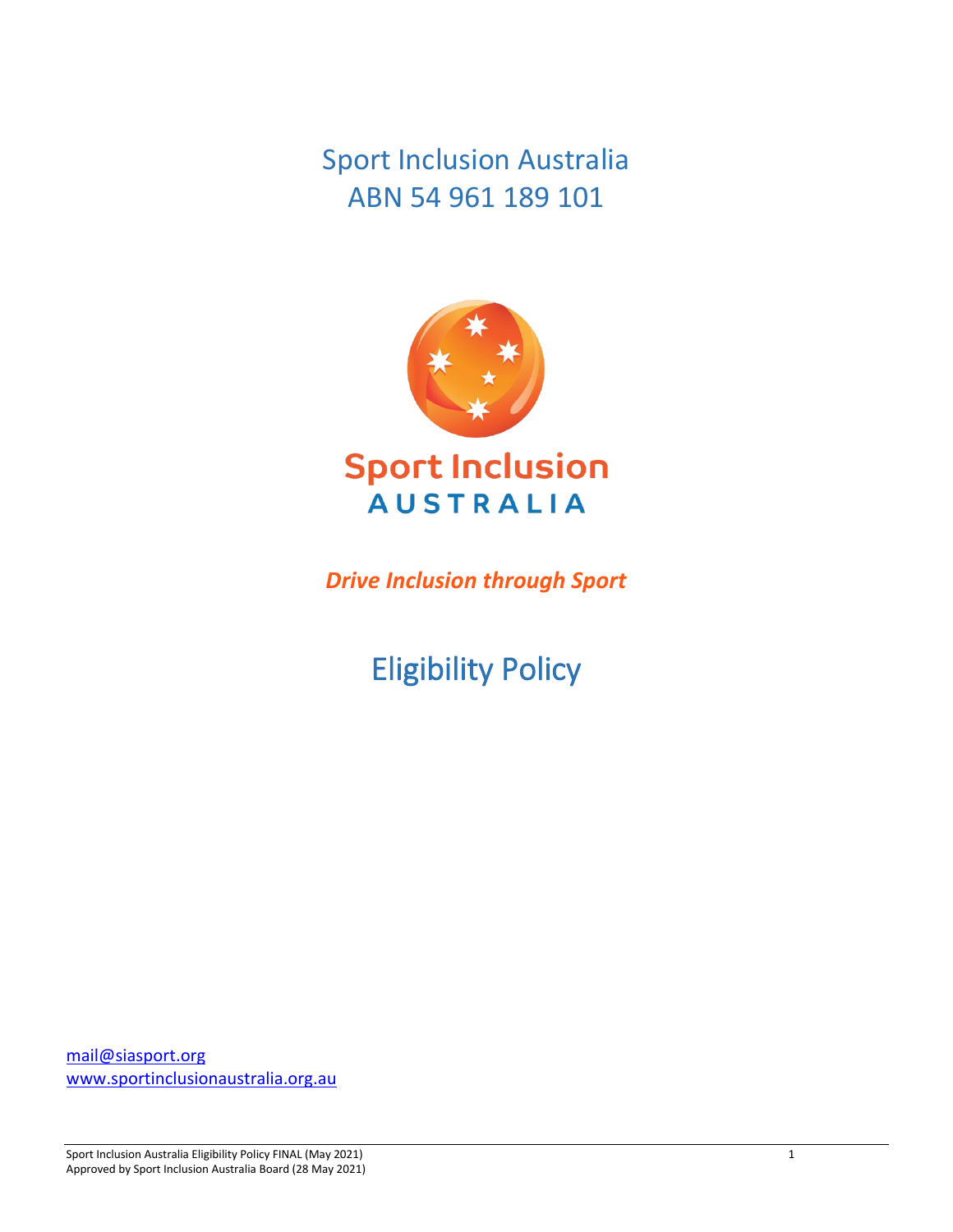# Sport Inclusion Australia
# ABN 54 961 189 101

Sport Inclusion
AUSTRALIA

***Drive Inclusion through Sport***

# Eligibility Policy

[mail@siasport.org](mailto:mail@siasport.org)
[www.sportinclusionaustralia.org.au](http://www.sportinclusionaustralia.org.au)

Sport Inclusion Australia Eligibility Policy FINAL (May 2021)
Approved by Sport Inclusion Australia Board (28 May 2021)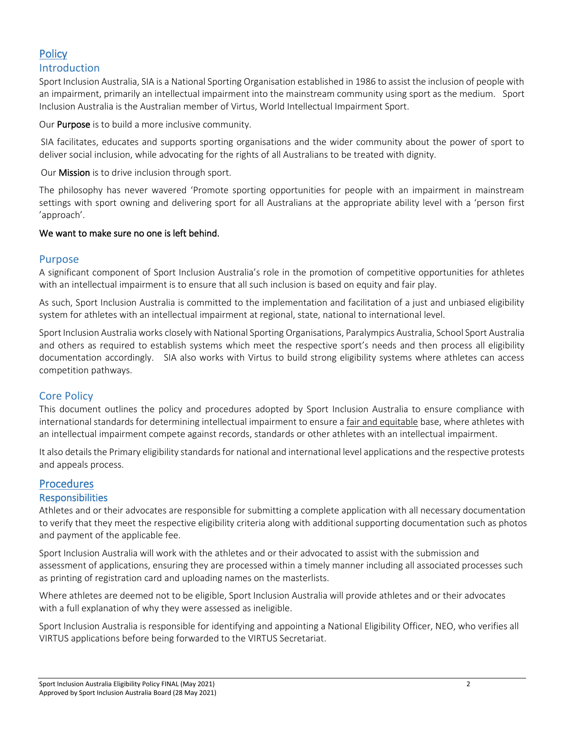# Policy

## Introduction

Sport Inclusion Australia, SIA is a National Sporting Organisation established in 1986 to assist the inclusion of people with an impairment, primarily an intellectual impairment into the mainstream community using sport as the medium. Sport Inclusion Australia is the Australian member of Virtus, World Intellectual Impairment Sport.

Our **Purpose** is to build a more inclusive community.

SIA facilitates, educates and supports sporting organisations and the wider community about the power of sport to deliver social inclusion, while advocating for the rights of all Australians to be treated with dignity.

Our **Mission** is to drive inclusion through sport.

The philosophy has never wavered 'Promote sporting opportunities for people with an impairment in mainstream settings with sport owning and delivering sport for all Australians at the appropriate ability level with a 'person first 'approach'.

**We want to make sure no one is left behind.**

## Purpose

A significant component of Sport Inclusion Australia's role in the promotion of competitive opportunities for athletes with an intellectual impairment is to ensure that all such inclusion is based on equity and fair play.

As such, Sport Inclusion Australia is committed to the implementation and facilitation of a just and unbiased eligibility system for athletes with an intellectual impairment at regional, state, national to international level.

Sport Inclusion Australia works closely with National Sporting Organisations, Paralympics Australia, School Sport Australia and others as required to establish systems which meet the respective sport's needs and then process all eligibility documentation accordingly. SIA also works with Virtus to build strong eligibility systems where athletes can access competition pathways.

## Core Policy

This document outlines the policy and procedures adopted by Sport Inclusion Australia to ensure compliance with international standards for determining intellectual impairment to ensure a fair and equitable base, where athletes with an intellectual impairment compete against records, standards or other athletes with an intellectual impairment.

It also details the Primary eligibility standards for national and international level applications and the respective protests and appeals process.

# Procedures

### Responsibilities

Athletes and or their advocates are responsible for submitting a complete application with all necessary documentation to verify that they meet the respective eligibility criteria along with additional supporting documentation such as photos and payment of the applicable fee.

Sport Inclusion Australia will work with the athletes and or their advocated to assist with the submission and assessment of applications, ensuring they are processed within a timely manner including all associated processes such as printing of registration card and uploading names on the masterlists.

Where athletes are deemed not to be eligible, Sport Inclusion Australia will provide athletes and or their advocates with a full explanation of why they were assessed as ineligible.

Sport Inclusion Australia is responsible for identifying and appointing a National Eligibility Officer, NEO, who verifies all VIRTUS applications before being forwarded to the VIRTUS Secretariat.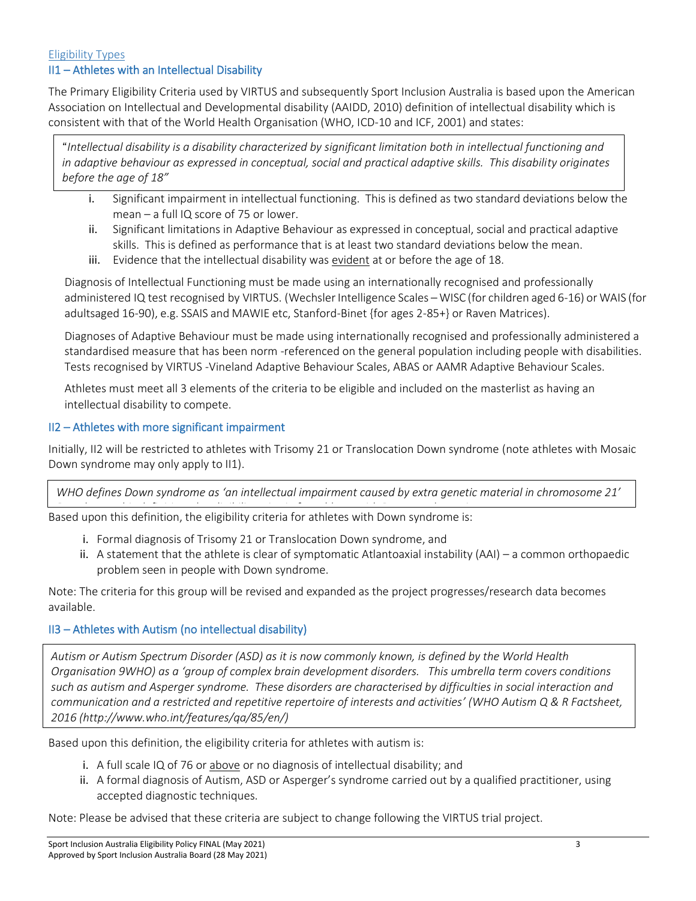## Eligibility Types

### II1 – Athletes with an Intellectual Disability

The Primary Eligibility Criteria used by VIRTUS and subsequently Sport Inclusion Australia is based upon the American Association on Intellectual and Developmental disability (AAIDD, 2010) definition of intellectual disability which is consistent with that of the World Health Organisation (WHO, ICD-10 and ICF, 2001) and states:

> "*Intellectual disability is a disability characterized by significant limitation both in intellectual functioning and in adaptive behaviour as expressed in conceptual, social and practical adaptive skills. This disability originates before the age of 18"*

i. Significant impairment in intellectual functioning. This is defined as two standard deviations below the mean – a full IQ score of 75 or lower.
ii. Significant limitations in Adaptive Behaviour as expressed in conceptual, social and practical adaptive skills. This is defined as performance that is at least two standard deviations below the mean.
iii. Evidence that the intellectual disability was evident at or before the age of 18.

Diagnosis of Intellectual Functioning must be made using an internationally recognised and professionally administered IQ test recognised by VIRTUS. (Wechsler Intelligence Scales – WISC (for children aged 6-16) or WAIS (for adultsaged 16-90), e.g. SSAIS and MAWIE etc, Stanford-Binet {for ages 2-85+} or Raven Matrices).

Diagnoses of Adaptive Behaviour must be made using internationally recognised and professionally administered a standardised measure that has been norm -referenced on the general population including people with disabilities. Tests recognised by VIRTUS -Vineland Adaptive Behaviour Scales, ABAS or AAMR Adaptive Behaviour Scales.

Athletes must meet all 3 elements of the criteria to be eligible and included on the masterlist as having an intellectual disability to compete.

### II2 – Athletes with more significant impairment

Initially, II2 will be restricted to athletes with Trisomy 21 or Translocation Down syndrome (note athletes with Mosaic Down syndrome may only apply to II1).

> *WHO defines Down syndrome as 'an intellectual impairment caused by extra genetic material in chromosome 21'*

Based upon this definition, the eligibility criteria for athletes with Down syndrome is:

i. Formal diagnosis of Trisomy 21 or Translocation Down syndrome, and
ii. A statement that the athlete is clear of symptomatic Atlantoaxial instability (AAI) – a common orthopaedic problem seen in people with Down syndrome.

Note: The criteria for this group will be revised and expanded as the project progresses/research data becomes available.

### II3 – Athletes with Autism (no intellectual disability)

> *Autism or Autism Spectrum Disorder (ASD) as it is now commonly known, is defined by the World Health Organisation 9WHO) as a 'group of complex brain development disorders. This umbrella term covers conditions such as autism and Asperger syndrome. These disorders are characterised by difficulties in social interaction and communication and a restricted and repetitive repertoire of interests and activities' (WHO Autism Q & R Factsheet, 2016 (http://www.who.int/features/qa/85/en/)*

Based upon this definition, the eligibility criteria for athletes with autism is:

i. A full scale IQ of 76 or above or no diagnosis of intellectual disability; and
ii. A formal diagnosis of Autism, ASD or Asperger's syndrome carried out by a qualified practitioner, using accepted diagnostic techniques.

Note: Please be advised that these criteria are subject to change following the VIRTUS trial project.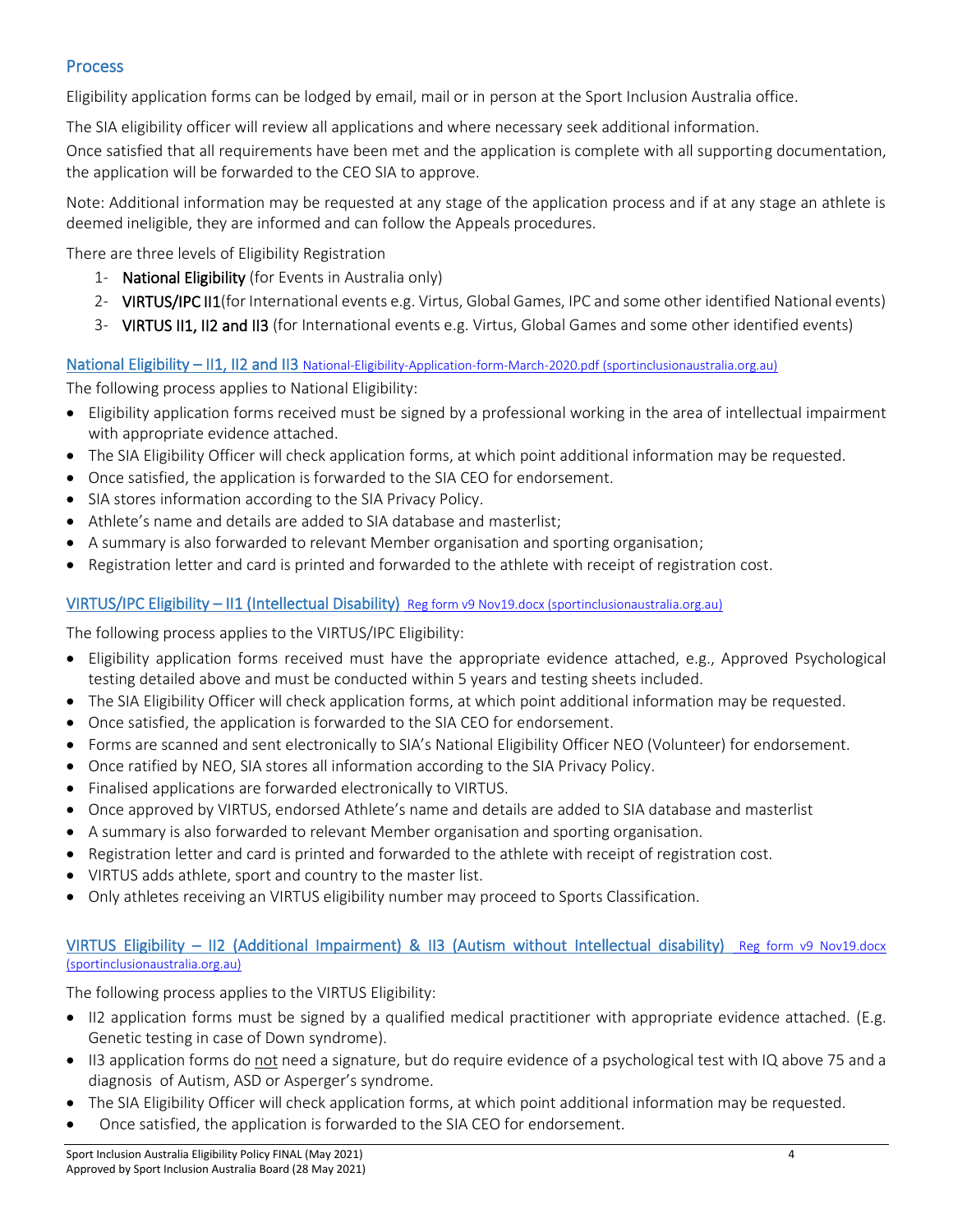## Process

Eligibility application forms can be lodged by email, mail or in person at the Sport Inclusion Australia office.

The SIA eligibility officer will review all applications and where necessary seek additional information.

Once satisfied that all requirements have been met and the application is complete with all supporting documentation, the application will be forwarded to the CEO SIA to approve.

Note: Additional information may be requested at any stage of the application process and if at any stage an athlete is deemed ineligible, they are informed and can follow the Appeals procedures.

There are three levels of Eligibility Registration

1- **National Eligibility** (for Events in Australia only)
2- **VIRTUS/IPC II1**(for International events e.g. Virtus, Global Games, IPC and some other identified National events)
3- **VIRTUS II1, II2 and II3** (for International events e.g. Virtus, Global Games and some other identified events)

### National Eligibility – II1, II2 and II3 National-Eligibility-Application-form-March-2020.pdf (sportinclusionaustralia.org.au)

The following process applies to National Eligibility:

- Eligibility application forms received must be signed by a professional working in the area of intellectual impairment with appropriate evidence attached.
- The SIA Eligibility Officer will check application forms, at which point additional information may be requested.
- Once satisfied, the application is forwarded to the SIA CEO for endorsement.
- SIA stores information according to the SIA Privacy Policy.
- Athlete's name and details are added to SIA database and masterlist;
- A summary is also forwarded to relevant Member organisation and sporting organisation;
- Registration letter and card is printed and forwarded to the athlete with receipt of registration cost.

### VIRTUS/IPC Eligibility – II1 (Intellectual Disability) Reg form v9 Nov19.docx (sportinclusionaustralia.org.au)

The following process applies to the VIRTUS/IPC Eligibility:

- Eligibility application forms received must have the appropriate evidence attached, e.g., Approved Psychological testing detailed above and must be conducted within 5 years and testing sheets included.
- The SIA Eligibility Officer will check application forms, at which point additional information may be requested.
- Once satisfied, the application is forwarded to the SIA CEO for endorsement.
- Forms are scanned and sent electronically to SIA's National Eligibility Officer NEO (Volunteer) for endorsement.
- Once ratified by NEO, SIA stores all information according to the SIA Privacy Policy.
- Finalised applications are forwarded electronically to VIRTUS.
- Once approved by VIRTUS, endorsed Athlete's name and details are added to SIA database and masterlist
- A summary is also forwarded to relevant Member organisation and sporting organisation.
- Registration letter and card is printed and forwarded to the athlete with receipt of registration cost.
- VIRTUS adds athlete, sport and country to the master list.
- Only athletes receiving an VIRTUS eligibility number may proceed to Sports Classification.

### VIRTUS Eligibility – II2 (Additional Impairment) & II3 (Autism without Intellectual disability) Reg form v9 Nov19.docx (sportinclusionaustralia.org.au)

The following process applies to the VIRTUS Eligibility:

- II2 application forms must be signed by a qualified medical practitioner with appropriate evidence attached. (E.g. Genetic testing in case of Down syndrome).
- II3 application forms do not need a signature, but do require evidence of a psychological test with IQ above 75 and a diagnosis of Autism, ASD or Asperger's syndrome.
- The SIA Eligibility Officer will check application forms, at which point additional information may be requested.
- Once satisfied, the application is forwarded to the SIA CEO for endorsement.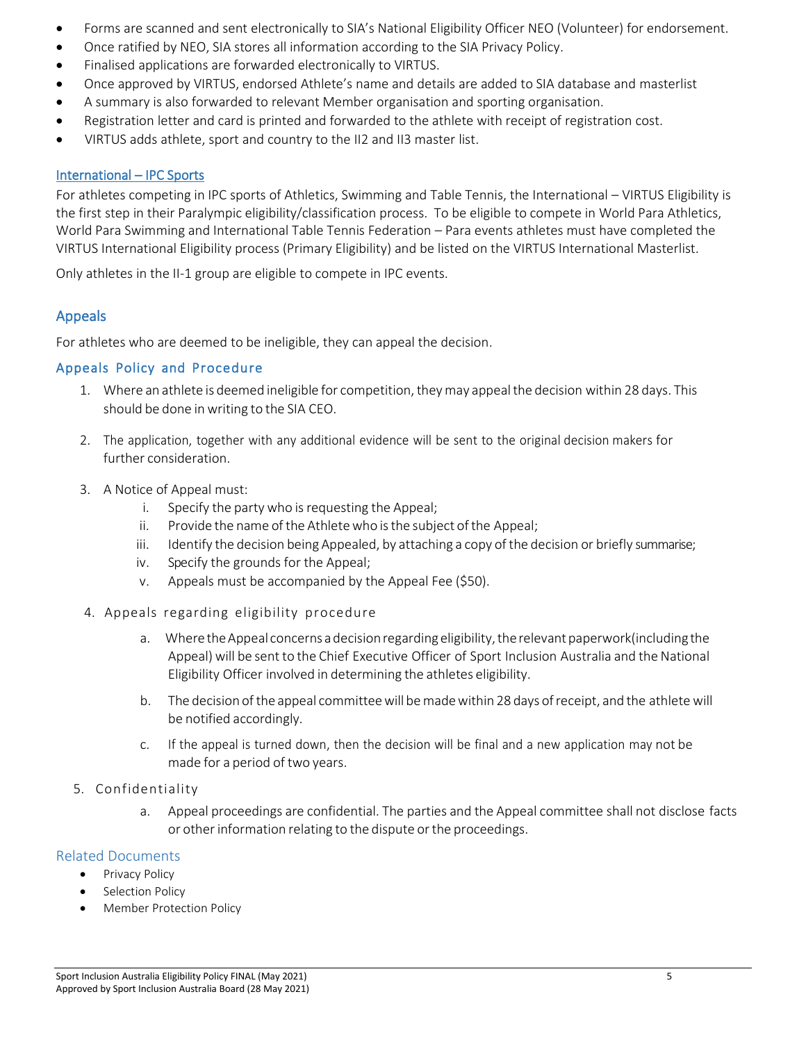- Forms are scanned and sent electronically to SIA's National Eligibility Officer NEO (Volunteer) for endorsement.
- Once ratified by NEO, SIA stores all information according to the SIA Privacy Policy.
- Finalised applications are forwarded electronically to VIRTUS.
- Once approved by VIRTUS, endorsed Athlete's name and details are added to SIA database and masterlist
- A summary is also forwarded to relevant Member organisation and sporting organisation.
- Registration letter and card is printed and forwarded to the athlete with receipt of registration cost.
- VIRTUS adds athlete, sport and country to the II2 and II3 master list.

### International – IPC Sports

For athletes competing in IPC sports of Athletics, Swimming and Table Tennis, the International – VIRTUS Eligibility is the first step in their Paralympic eligibility/classification process. To be eligible to compete in World Para Athletics, World Para Swimming and International Table Tennis Federation – Para events athletes must have completed the VIRTUS International Eligibility process (Primary Eligibility) and be listed on the VIRTUS International Masterlist.

Only athletes in the II-1 group are eligible to compete in IPC events.

## Appeals

For athletes who are deemed to be ineligible, they can appeal the decision.

### Appeals Policy and Procedure

1. Where an athlete is deemed ineligible for competition, they may appeal the decision within 28 days. This should be done in writing to the SIA CEO.
2. The application, together with any additional evidence will be sent to the original decision makers for further consideration.
3. A Notice of Appeal must:
   i. Specify the party who is requesting the Appeal;
   ii. Provide the name of the Athlete who is the subject of the Appeal;
   iii. Identify the decision being Appealed, by attaching a copy of the decision or briefly summarise;
   iv. Specify the grounds for the Appeal;
   v. Appeals must be accompanied by the Appeal Fee ($50).
4. Appeals regarding eligibility procedure
   a. Where the Appeal concerns a decision regarding eligibility, the relevant paperwork(including the Appeal) will be sent to the Chief Executive Officer of Sport Inclusion Australia and the National Eligibility Officer involved in determining the athletes eligibility.
   b. The decision of the appeal committee will be made within 28 days of receipt, and the athlete will be notified accordingly.
   c. If the appeal is turned down, then the decision will be final and a new application may not be made for a period of two years.
5. Confidentiality
   a. Appeal proceedings are confidential. The parties and the Appeal committee shall not disclose facts or other information relating to the dispute or the proceedings.

## Related Documents

- Privacy Policy
- Selection Policy
- Member Protection Policy